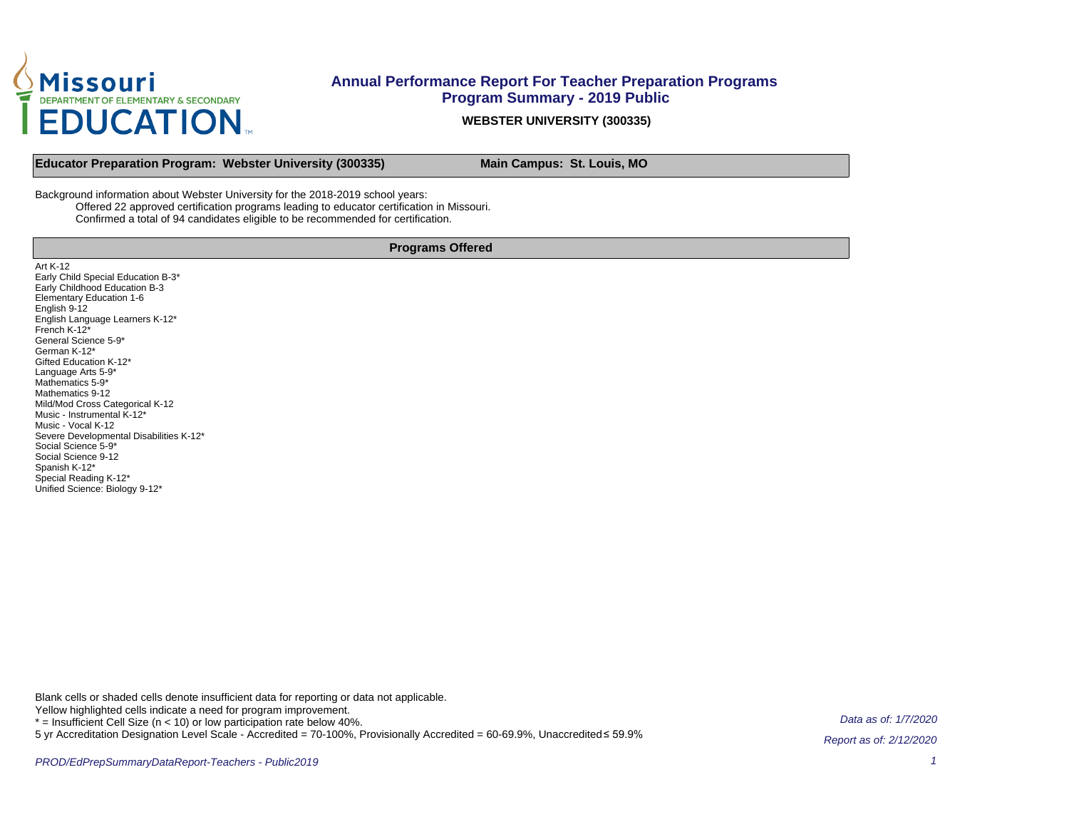# Annual Performance Report For Teacher Preparation Programs

## Program Summary - 2019 Public

**WEBSTER UNIVERSITY (300335)**

**Educator Preparation Program: Webster University (300335)** **Main Campus: St. Louis, MO**

Background information about Webster University for the 2018-2019 school years:

Offered 22 approved certification programs leading to educator certification in Missouri.
Confirmed a total of 94 candidates eligible to be recommended for certification.

### Programs Offered

Art K-12
Early Child Special Education B-3*
Early Childhood Education B-3
Elementary Education 1-6
English 9-12
English Language Learners K-12*
French K-12*
General Science 5-9*
German K-12*
Gifted Education K-12*
Language Arts 5-9*
Mathematics 5-9*
Mathematics 9-12
Mild/Mod Cross Categorical K-12
Music - Instrumental K-12*
Music - Vocal K-12
Severe Developmental Disabilities K-12*
Social Science 5-9*
Social Science 9-12
Spanish K-12*
Special Reading K-12*
Unified Science: Biology 9-12*

Blank cells or shaded cells denote insufficient data for reporting or data not applicable.
Yellow highlighted cells indicate a need for program improvement.
* = Insufficient Cell Size (n < 10) or low participation rate below 40%.
5 yr Accreditation Designation Level Scale - Accredited = 70-100%, Provisionally Accredited = 60-69.9%, Unaccredited ≤ 59.9%

*Data as of: 1/7/2020*

*Report as of: 2/12/2020*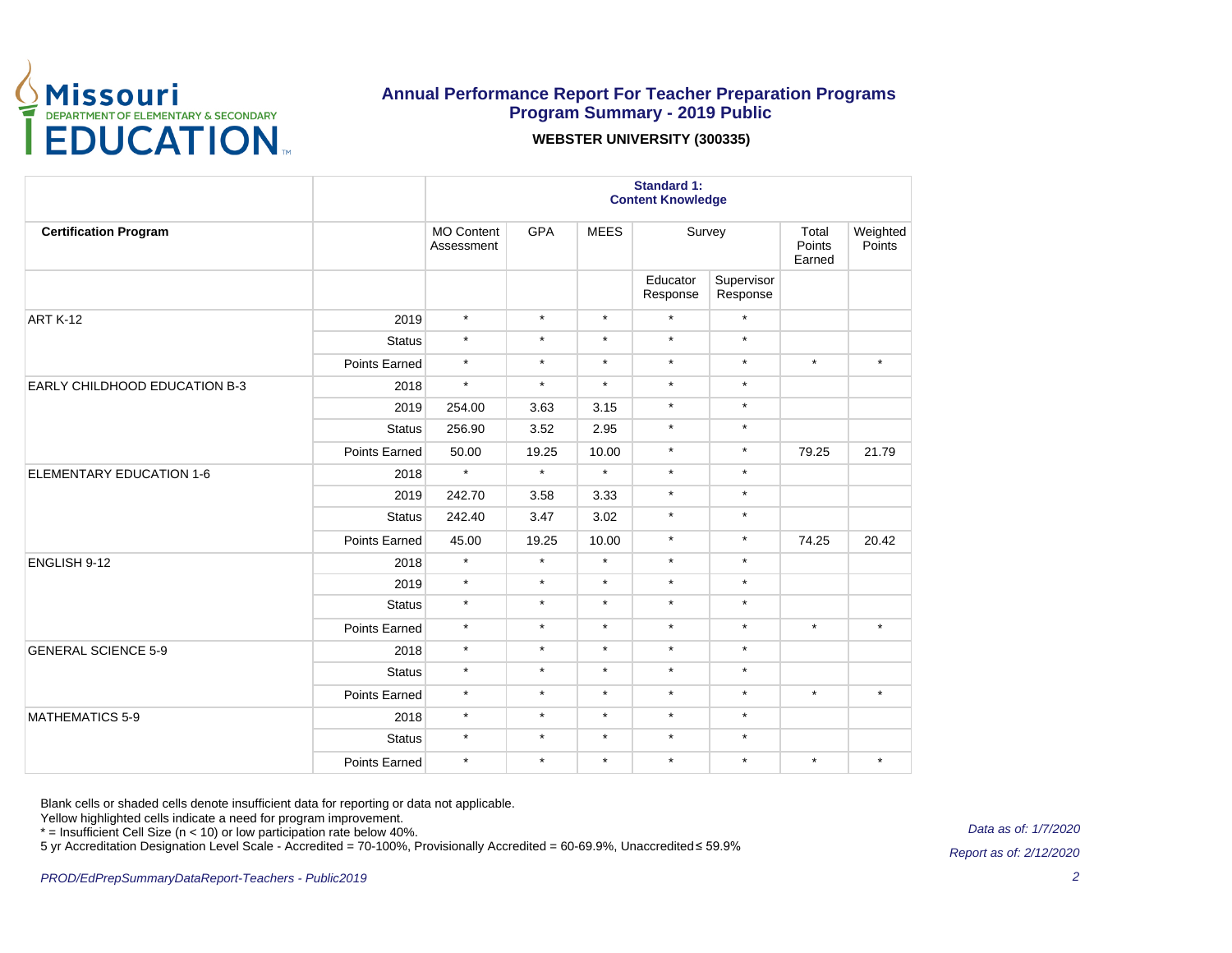# Annual Performance Report For Teacher Preparation Programs

## Program Summary - 2019 Public

### WEBSTER UNIVERSITY (300335)

| | | Standard 1: Content Knowledge | | | | | | |
|---|---|---|---|---|---|---|---|---|
| **Certification Program** | | MO Content Assessment | GPA | MEES | Survey | | Total Points Earned | Weighted Points |
| | | | | | Educator Response | Supervisor Response | | |
| ART K-12 | 2019 | * | * | * | * | * | | |
| | Status | * | * | * | * | * | | |
| | Points Earned | * | * | * | * | * | * | * |
| EARLY CHILDHOOD EDUCATION B-3 | 2018 | * | * | * | * | * | | |
| | 2019 | 254.00 | 3.63 | 3.15 | * | * | | |
| | Status | 256.90 | 3.52 | 2.95 | * | * | | |
| | Points Earned | 50.00 | 19.25 | 10.00 | * | * | 79.25 | 21.79 |
| ELEMENTARY EDUCATION 1-6 | 2018 | * | * | * | * | * | | |
| | 2019 | 242.70 | 3.58 | 3.33 | * | * | | |
| | Status | 242.40 | 3.47 | 3.02 | * | * | | |
| | Points Earned | 45.00 | 19.25 | 10.00 | * | * | 74.25 | 20.42 |
| ENGLISH 9-12 | 2018 | * | * | * | * | * | | |
| | 2019 | * | * | * | * | * | | |
| | Status | * | * | * | * | * | | |
| | Points Earned | * | * | * | * | * | * | * |
| GENERAL SCIENCE 5-9 | 2018 | * | * | * | * | * | | |
| | Status | * | * | * | * | * | | |
| | Points Earned | * | * | * | * | * | * | * |
| MATHEMATICS 5-9 | 2018 | * | * | * | * | * | | |
| | Status | * | * | * | * | * | | |
| | Points Earned | * | * | * | * | * | * | * |

Blank cells or shaded cells denote insufficient data for reporting or data not applicable.
Yellow highlighted cells indicate a need for program improvement.
* = Insufficient Cell Size (n < 10) or low participation rate below 40%.
5 yr Accreditation Designation Level Scale - Accredited = 70-100%, Provisionally Accredited = 60-69.9%, Unaccredited ≤ 59.9%

*Data as of: 1/7/2020*

*Report as of: 2/12/2020*

*PROD/EdPrepSummaryDataReport-Teachers - Public2019*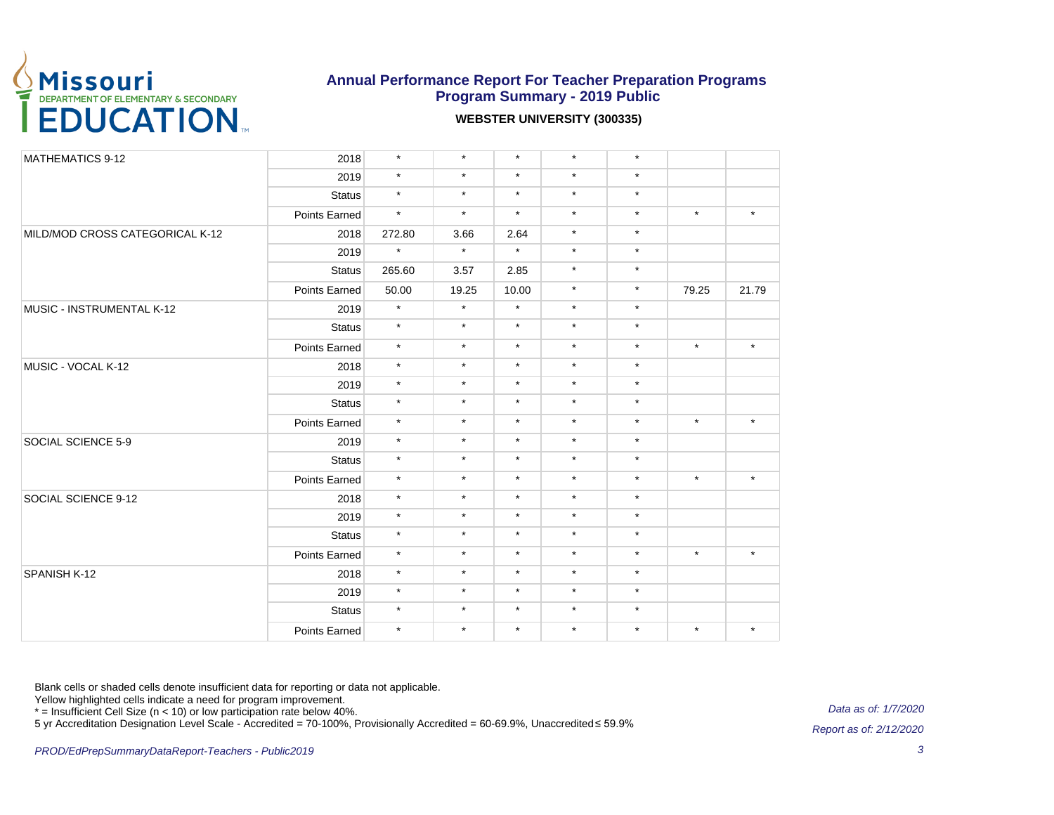# Annual Performance Report For Teacher Preparation Programs
## Program Summary - 2019 Public

**WEBSTER UNIVERSITY (300335)**

| | | | | | | | | |
|---|---|---|---|---|---|---|---|---|
| MATHEMATICS 9-12 | 2018 | * | * | * | * | * | | |
| | 2019 | * | * | * | * | * | | |
| | Status | * | * | * | * | * | | |
| | Points Earned | * | * | * | * | * | * | * |
| MILD/MOD CROSS CATEGORICAL K-12 | 2018 | 272.80 | 3.66 | 2.64 | * | * | | |
| | 2019 | * | * | * | * | * | | |
| | Status | 265.60 | 3.57 | 2.85 | * | * | | |
| | Points Earned | 50.00 | 19.25 | 10.00 | * | * | 79.25 | 21.79 |
| MUSIC - INSTRUMENTAL K-12 | 2019 | * | * | * | * | * | | |
| | Status | * | * | * | * | * | | |
| | Points Earned | * | * | * | * | * | * | * |
| MUSIC - VOCAL K-12 | 2018 | * | * | * | * | * | | |
| | 2019 | * | * | * | * | * | | |
| | Status | * | * | * | * | * | | |
| | Points Earned | * | * | * | * | * | * | * |
| SOCIAL SCIENCE 5-9 | 2019 | * | * | * | * | * | | |
| | Status | * | * | * | * | * | | |
| | Points Earned | * | * | * | * | * | * | * |
| SOCIAL SCIENCE 9-12 | 2018 | * | * | * | * | * | | |
| | 2019 | * | * | * | * | * | | |
| | Status | * | * | * | * | * | | |
| | Points Earned | * | * | * | * | * | * | * |
| SPANISH K-12 | 2018 | * | * | * | * | * | | |
| | 2019 | * | * | * | * | * | | |
| | Status | * | * | * | * | * | | |
| | Points Earned | * | * | * | * | * | * | * |

Blank cells or shaded cells denote insufficient data for reporting or data not applicable.
Yellow highlighted cells indicate a need for program improvement.
* = Insufficient Cell Size (n < 10) or low participation rate below 40%.
5 yr Accreditation Designation Level Scale - Accredited = 70-100%, Provisionally Accredited = 60-69.9%, Unaccredited ≤ 59.9%

*Data as of: 1/7/2020*

*Report as of: 2/12/2020*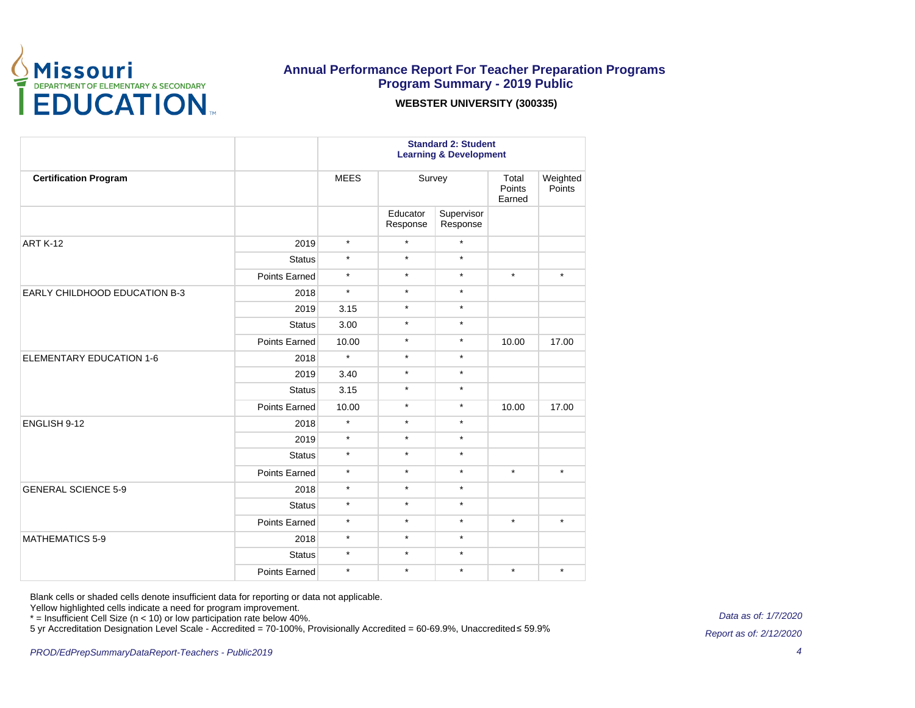# Annual Performance Report For Teacher Preparation Programs
## Program Summary - 2019 Public

**WEBSTER UNIVERSITY (300335)**

| | | Standard 2: Student Learning & Development | | | | |
|---|---|---|---|---|---|---|
| **Certification Program** | | MEES | Survey | | Total Points Earned | Weighted Points |
| | | | Educator Response | Supervisor Response | | |
| ART K-12 | 2019 | * | * | * | | |
| | Status | * | * | * | | |
| | Points Earned | * | * | * | * | * |
| EARLY CHILDHOOD EDUCATION B-3 | 2018 | * | * | * | | |
| | 2019 | 3.15 | * | * | | |
| | Status | 3.00 | * | * | | |
| | Points Earned | 10.00 | * | * | 10.00 | 17.00 |
| ELEMENTARY EDUCATION 1-6 | 2018 | * | * | * | | |
| | 2019 | 3.40 | * | * | | |
| | Status | 3.15 | * | * | | |
| | Points Earned | 10.00 | * | * | 10.00 | 17.00 |
| ENGLISH 9-12 | 2018 | * | * | * | | |
| | 2019 | * | * | * | | |
| | Status | * | * | * | | |
| | Points Earned | * | * | * | * | * |
| GENERAL SCIENCE 5-9 | 2018 | * | * | * | | |
| | Status | * | * | * | | |
| | Points Earned | * | * | * | * | * |
| MATHEMATICS 5-9 | 2018 | * | * | * | | |
| | Status | * | * | * | | |
| | Points Earned | * | * | * | * | * |

Blank cells or shaded cells denote insufficient data for reporting or data not applicable.
Yellow highlighted cells indicate a need for program improvement.
* = Insufficient Cell Size (n < 10) or low participation rate below 40%.
5 yr Accreditation Designation Level Scale - Accredited = 70-100%, Provisionally Accredited = 60-69.9%, Unaccredited ≤ 59.9%

*Data as of: 1/7/2020*

*Report as of: 2/12/2020*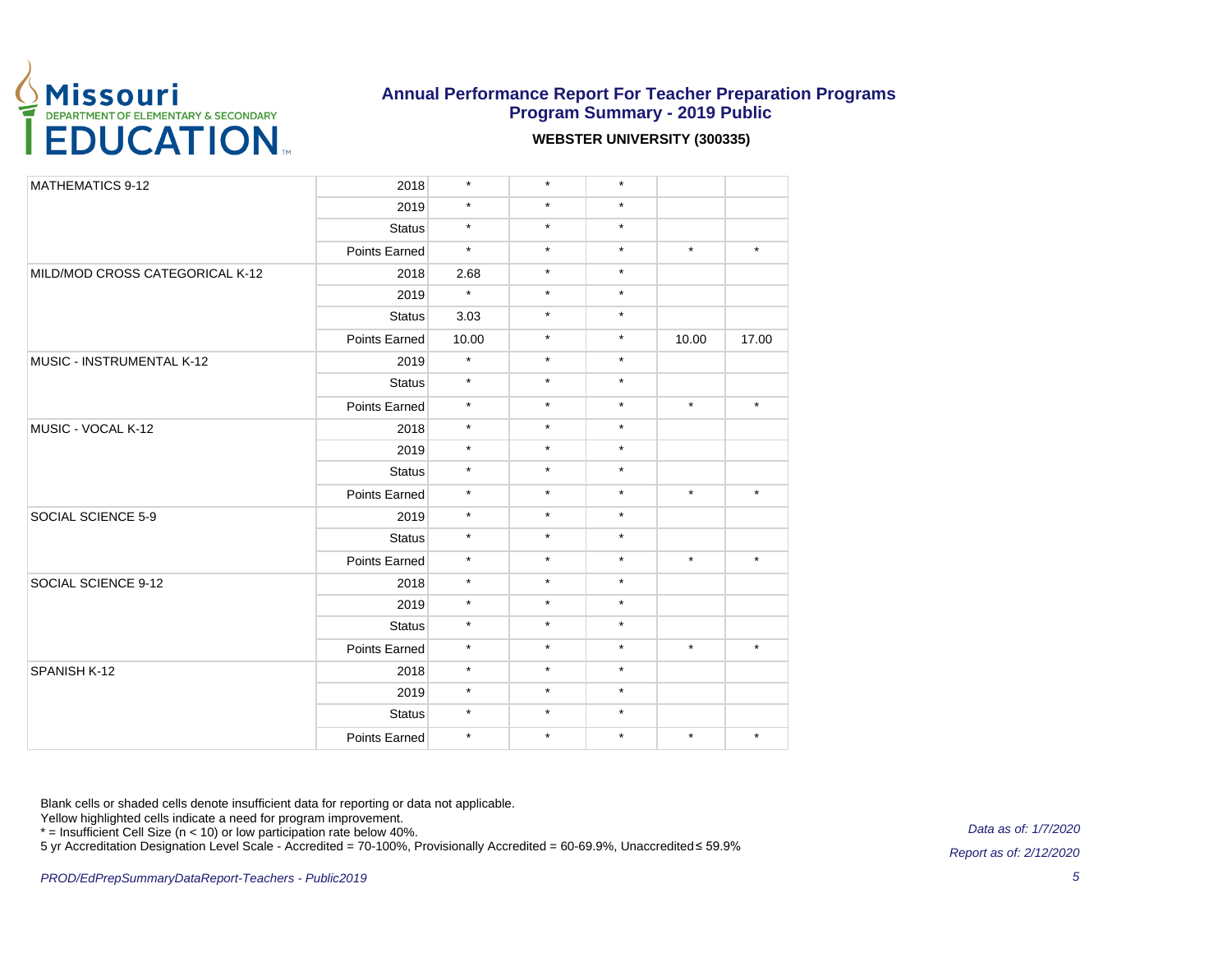**Annual Performance Report For Teacher Preparation Programs**
**Program Summary - 2019 Public**

**WEBSTER UNIVERSITY (300335)**

| | | | | | | |
|---|---|---|---|---|---|---|
| MATHEMATICS 9-12 | 2018 | * | * | * | | |
| | 2019 | * | * | * | | |
| | Status | * | * | * | | |
| | Points Earned | * | * | * | * | * |
| MILD/MOD CROSS CATEGORICAL K-12 | 2018 | 2.68 | * | * | | |
| | 2019 | * | * | * | | |
| | Status | 3.03 | * | * | | |
| | Points Earned | 10.00 | * | * | 10.00 | 17.00 |
| MUSIC - INSTRUMENTAL K-12 | 2019 | * | * | * | | |
| | Status | * | * | * | | |
| | Points Earned | * | * | * | * | * |
| MUSIC - VOCAL K-12 | 2018 | * | * | * | | |
| | 2019 | * | * | * | | |
| | Status | * | * | * | | |
| | Points Earned | * | * | * | * | * |
| SOCIAL SCIENCE 5-9 | 2019 | * | * | * | | |
| | Status | * | * | * | | |
| | Points Earned | * | * | * | * | * |
| SOCIAL SCIENCE 9-12 | 2018 | * | * | * | | |
| | 2019 | * | * | * | | |
| | Status | * | * | * | | |
| | Points Earned | * | * | * | * | * |
| SPANISH K-12 | 2018 | * | * | * | | |
| | 2019 | * | * | * | | |
| | Status | * | * | * | | |
| | Points Earned | * | * | * | * | * |

Blank cells or shaded cells denote insufficient data for reporting or data not applicable.
Yellow highlighted cells indicate a need for program improvement.
* = Insufficient Cell Size (n < 10) or low participation rate below 40%.
5 yr Accreditation Designation Level Scale - Accredited = 70-100%, Provisionally Accredited = 60-69.9%, Unaccredited ≤ 59.9%

*Data as of: 1/7/2020*

*Report as of: 2/12/2020*

*PROD/EdPrepSummaryDataReport-Teachers - Public2019*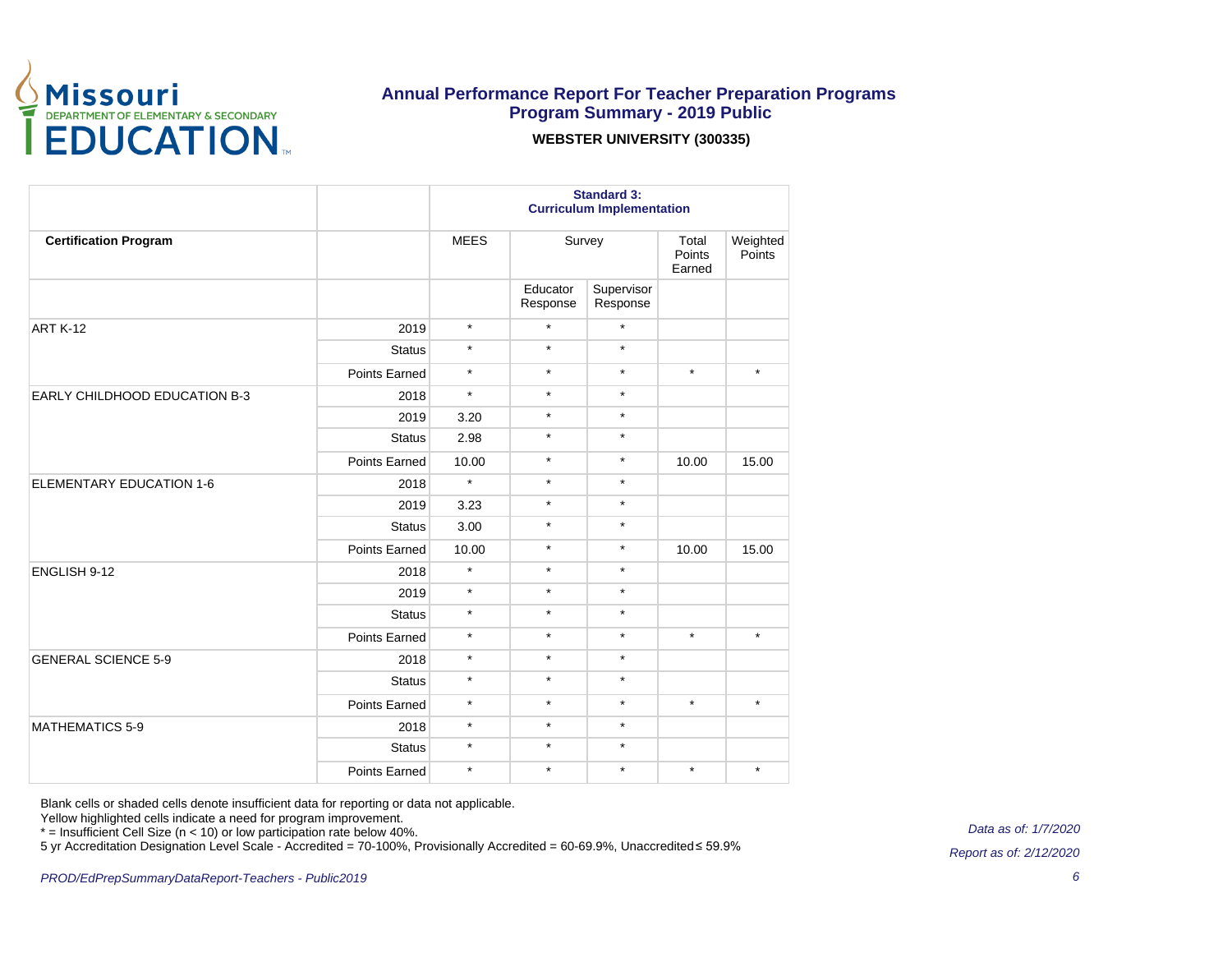# Annual Performance Report For Teacher Preparation Programs
## Program Summary - 2019 Public

**WEBSTER UNIVERSITY (300335)**

| | | Standard 3: Curriculum Implementation | | | | |
|---|---|---|---|---|---|---|
| **Certification Program** | | MEES | Survey | | Total Points Earned | Weighted Points |
| | | | Educator Response | Supervisor Response | | |
| ART K-12 | 2019 | * | * | * | | |
| | Status | * | * | * | | |
| | Points Earned | * | * | * | * | * |
| EARLY CHILDHOOD EDUCATION B-3 | 2018 | * | * | * | | |
| | 2019 | 3.20 | * | * | | |
| | Status | 2.98 | * | * | | |
| | Points Earned | 10.00 | * | * | 10.00 | 15.00 |
| ELEMENTARY EDUCATION 1-6 | 2018 | * | * | * | | |
| | 2019 | 3.23 | * | * | | |
| | Status | 3.00 | * | * | | |
| | Points Earned | 10.00 | * | * | 10.00 | 15.00 |
| ENGLISH 9-12 | 2018 | * | * | * | | |
| | 2019 | * | * | * | | |
| | Status | * | * | * | | |
| | Points Earned | * | * | * | * | * |
| GENERAL SCIENCE 5-9 | 2018 | * | * | * | | |
| | Status | * | * | * | | |
| | Points Earned | * | * | * | * | * |
| MATHEMATICS 5-9 | 2018 | * | * | * | | |
| | Status | * | * | * | | |
| | Points Earned | * | * | * | * | * |

Blank cells or shaded cells denote insufficient data for reporting or data not applicable.
Yellow highlighted cells indicate a need for program improvement.
* = Insufficient Cell Size (n < 10) or low participation rate below 40%.
5 yr Accreditation Designation Level Scale - Accredited = 70-100%, Provisionally Accredited = 60-69.9%, Unaccredited ≤ 59.9%

*Data as of: 1/7/2020*

*Report as of: 2/12/2020*

*PROD/EdPrepSummaryDataReport-Teachers - Public2019*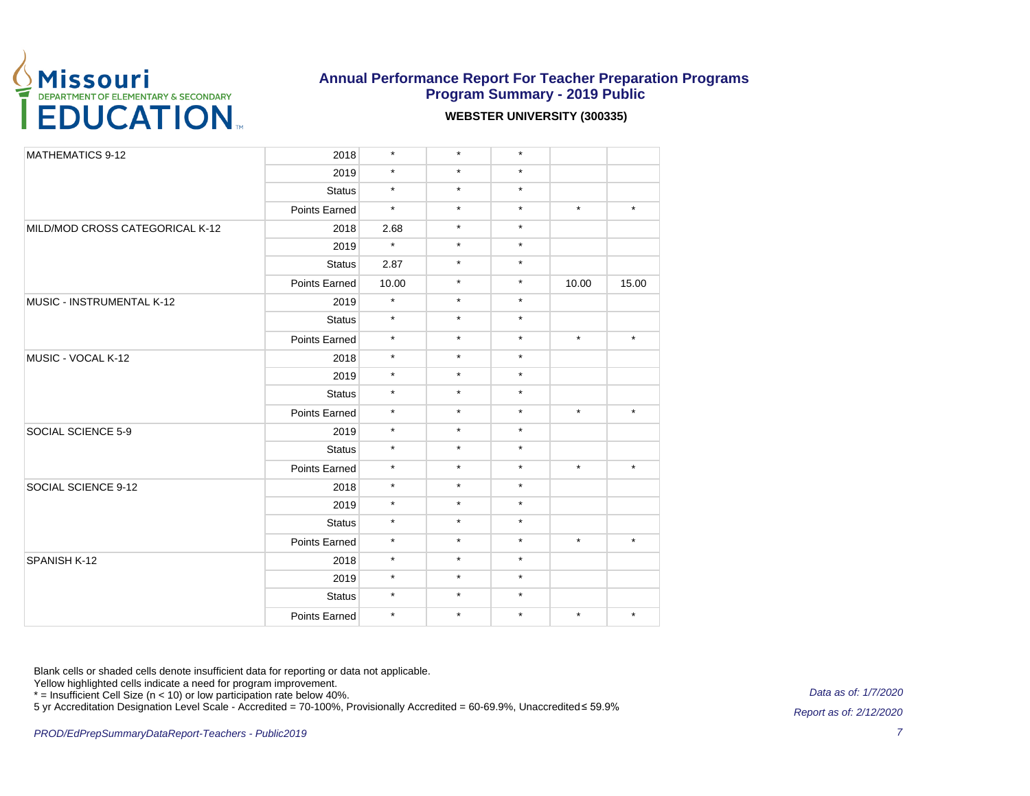## Annual Performance Report For Teacher Preparation Programs
## Program Summary - 2019 Public

**WEBSTER UNIVERSITY (300335)**

| | | | | | | |
|---|---|---|---|---|---|---|
| MATHEMATICS 9-12 | 2018 | * | * | * | | |
| | 2019 | * | * | * | | |
| | Status | * | * | * | | |
| | Points Earned | * | * | * | * | * |
| MILD/MOD CROSS CATEGORICAL K-12 | 2018 | 2.68 | * | * | | |
| | 2019 | * | * | * | | |
| | Status | 2.87 | * | * | | |
| | Points Earned | 10.00 | * | * | 10.00 | 15.00 |
| MUSIC - INSTRUMENTAL K-12 | 2019 | * | * | * | | |
| | Status | * | * | * | | |
| | Points Earned | * | * | * | * | * |
| MUSIC - VOCAL K-12 | 2018 | * | * | * | | |
| | 2019 | * | * | * | | |
| | Status | * | * | * | | |
| | Points Earned | * | * | * | * | * |
| SOCIAL SCIENCE 5-9 | 2019 | * | * | * | | |
| | Status | * | * | * | | |
| | Points Earned | * | * | * | * | * |
| SOCIAL SCIENCE 9-12 | 2018 | * | * | * | | |
| | 2019 | * | * | * | | |
| | Status | * | * | * | | |
| | Points Earned | * | * | * | * | * |
| SPANISH K-12 | 2018 | * | * | * | | |
| | 2019 | * | * | * | | |
| | Status | * | * | * | | |
| | Points Earned | * | * | * | * | * |

Blank cells or shaded cells denote insufficient data for reporting or data not applicable.
Yellow highlighted cells indicate a need for program improvement.
* = Insufficient Cell Size (n < 10) or low participation rate below 40%.
5 yr Accreditation Designation Level Scale - Accredited = 70-100%, Provisionally Accredited = 60-69.9%, Unaccredited ≤ 59.9%

*Data as of: 1/7/2020*

*Report as of: 2/12/2020*

*PROD/EdPrepSummaryDataReport-Teachers - Public2019*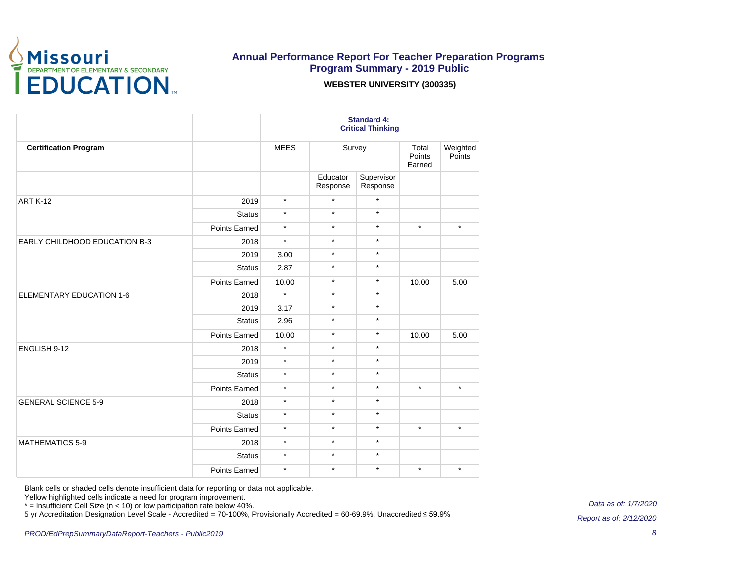# Annual Performance Report For Teacher Preparation Programs
## Program Summary - 2019 Public

**WEBSTER UNIVERSITY (300335)**

| | | Standard 4: Critical Thinking | | | | |
|---|---|---|---|---|---|---|
| **Certification Program** | | MEES | Survey | | Total Points Earned | Weighted Points |
| | | | Educator Response | Supervisor Response | | |
| ART K-12 | 2019 | * | * | * | | |
| | Status | * | * | * | | |
| | Points Earned | * | * | * | * | * |
| EARLY CHILDHOOD EDUCATION B-3 | 2018 | * | * | * | | |
| | 2019 | 3.00 | * | * | | |
| | Status | 2.87 | * | * | | |
| | Points Earned | 10.00 | * | * | 10.00 | 5.00 |
| ELEMENTARY EDUCATION 1-6 | 2018 | * | * | * | | |
| | 2019 | 3.17 | * | * | | |
| | Status | 2.96 | * | * | | |
| | Points Earned | 10.00 | * | * | 10.00 | 5.00 |
| ENGLISH 9-12 | 2018 | * | * | * | | |
| | 2019 | * | * | * | | |
| | Status | * | * | * | | |
| | Points Earned | * | * | * | * | * |
| GENERAL SCIENCE 5-9 | 2018 | * | * | * | | |
| | Status | * | * | * | | |
| | Points Earned | * | * | * | * | * |
| MATHEMATICS 5-9 | 2018 | * | * | * | | |
| | Status | * | * | * | | |
| | Points Earned | * | * | * | * | * |

Blank cells or shaded cells denote insufficient data for reporting or data not applicable.
Yellow highlighted cells indicate a need for program improvement.
* = Insufficient Cell Size (n < 10) or low participation rate below 40%.
5 yr Accreditation Designation Level Scale - Accredited = 70-100%, Provisionally Accredited = 60-69.9%, Unaccredited ≤ 59.9%

*Data as of: 1/7/2020*

*Report as of: 2/12/2020*

*PROD/EdPrepSummaryDataReport-Teachers - Public2019*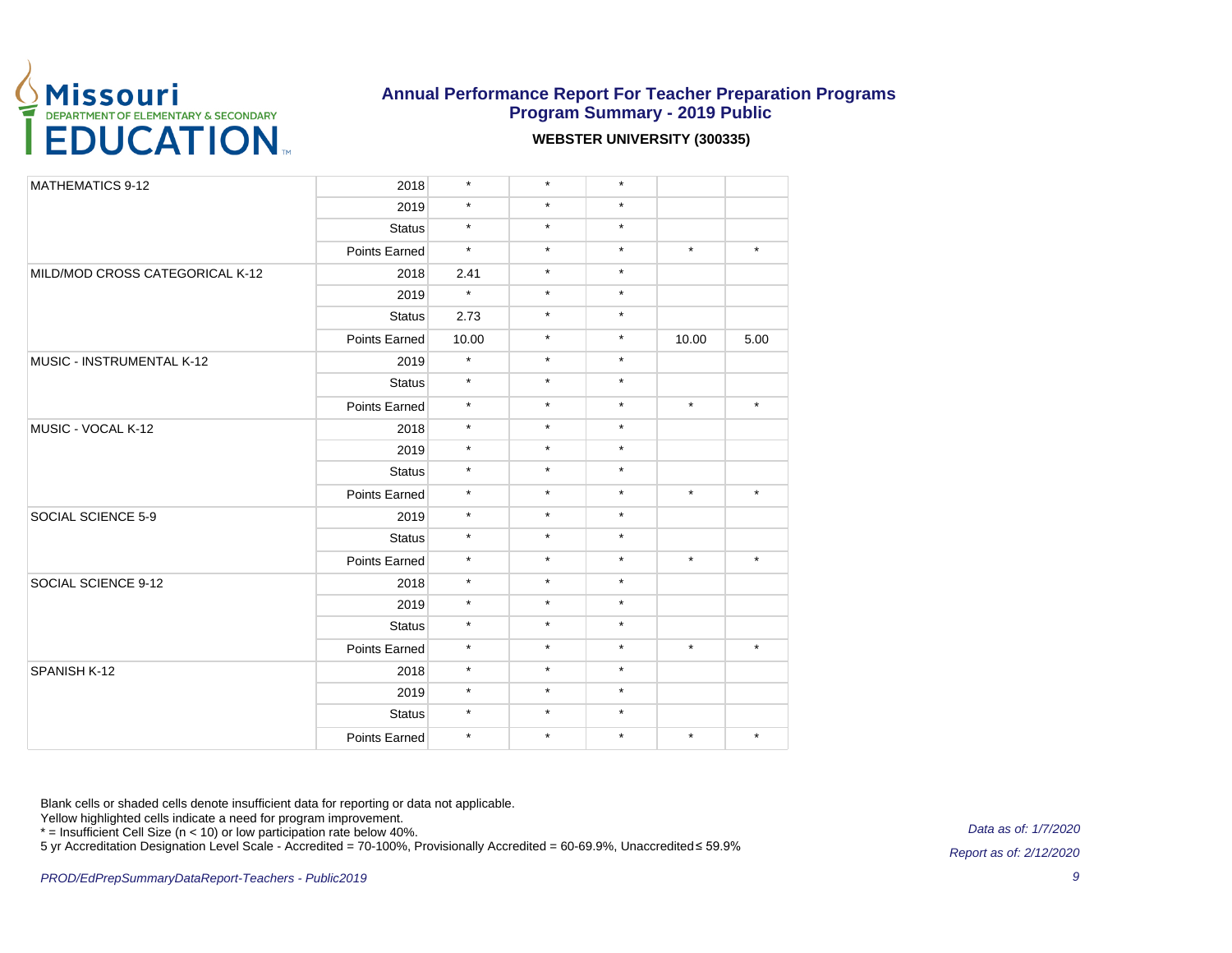# Annual Performance Report For Teacher Preparation Programs
## Program Summary - 2019 Public

**WEBSTER UNIVERSITY (300335)**

| | | | | | | |
|---|---|---|---|---|---|---|
| MATHEMATICS 9-12 | 2018 | * | * | * | | |
| | 2019 | * | * | * | | |
| | Status | * | * | * | | |
| | Points Earned | * | * | * | * | * |
| MILD/MOD CROSS CATEGORICAL K-12 | 2018 | 2.41 | * | * | | |
| | 2019 | * | * | * | | |
| | Status | 2.73 | * | * | | |
| | Points Earned | 10.00 | * | * | 10.00 | 5.00 |
| MUSIC - INSTRUMENTAL K-12 | 2019 | * | * | * | | |
| | Status | * | * | * | | |
| | Points Earned | * | * | * | * | * |
| MUSIC - VOCAL K-12 | 2018 | * | * | * | | |
| | 2019 | * | * | * | | |
| | Status | * | * | * | | |
| | Points Earned | * | * | * | * | * |
| SOCIAL SCIENCE 5-9 | 2019 | * | * | * | | |
| | Status | * | * | * | | |
| | Points Earned | * | * | * | * | * |
| SOCIAL SCIENCE 9-12 | 2018 | * | * | * | | |
| | 2019 | * | * | * | | |
| | Status | * | * | * | | |
| | Points Earned | * | * | * | * | * |
| SPANISH K-12 | 2018 | * | * | * | | |
| | 2019 | * | * | * | | |
| | Status | * | * | * | | |
| | Points Earned | * | * | * | * | * |

Blank cells or shaded cells denote insufficient data for reporting or data not applicable.
Yellow highlighted cells indicate a need for program improvement.
* = Insufficient Cell Size (n < 10) or low participation rate below 40%.
5 yr Accreditation Designation Level Scale - Accredited = 70-100%, Provisionally Accredited = 60-69.9%, Unaccredited ≤ 59.9%

*Data as of: 1/7/2020*

*Report as of: 2/12/2020*

*PROD/EdPrepSummaryDataReport-Teachers - Public2019*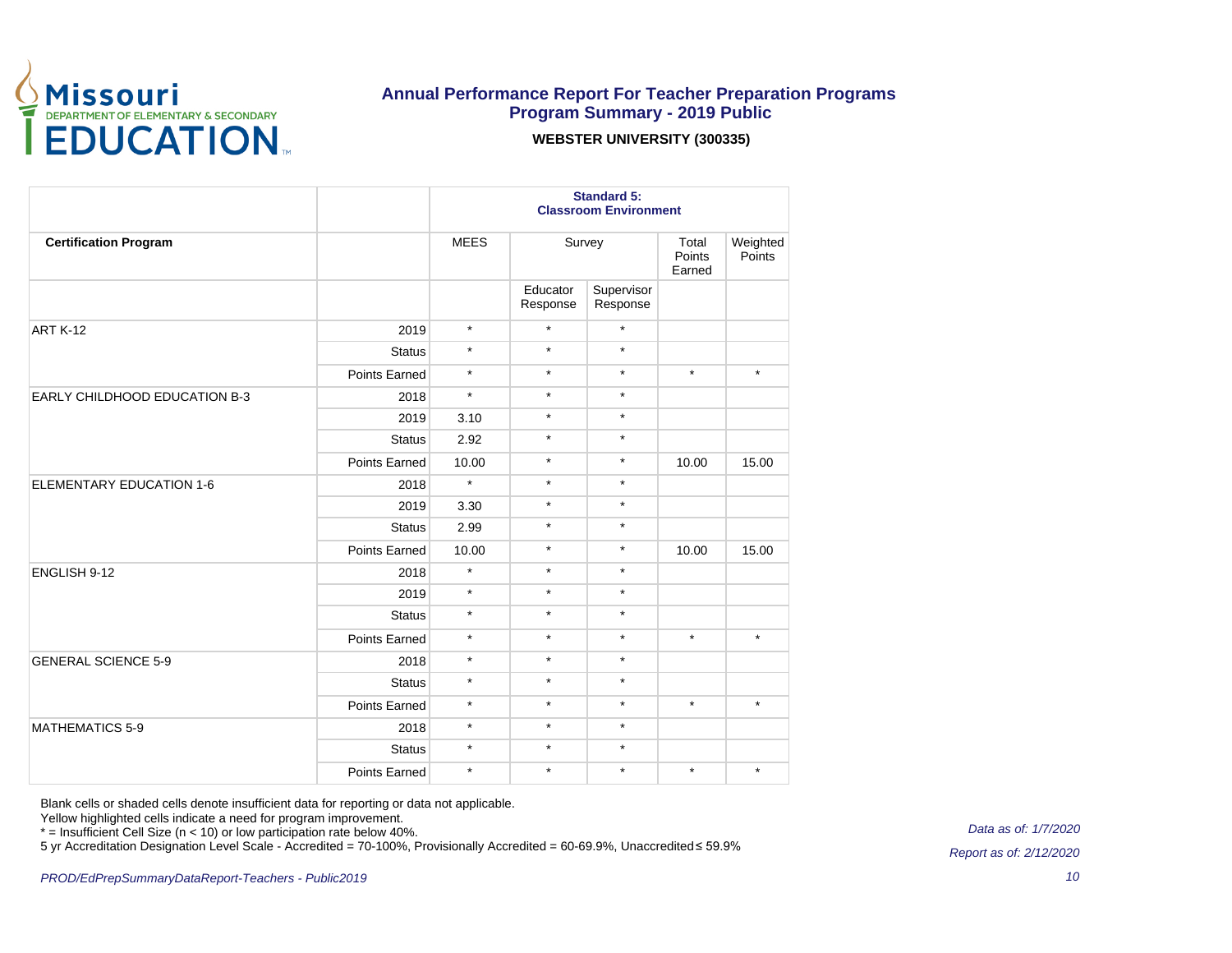# Annual Performance Report For Teacher Preparation Programs
## Program Summary - 2019 Public

**WEBSTER UNIVERSITY (300335)**

| | | Standard 5: Classroom Environment | | | | |
|---|---|---|---|---|---|---|
| **Certification Program** | | MEES | Survey | | Total Points Earned | Weighted Points |
| | | | Educator Response | Supervisor Response | | |
| ART K-12 | 2019 | * | * | * | | |
| | Status | * | * | * | | |
| | Points Earned | * | * | * | * | * |
| EARLY CHILDHOOD EDUCATION B-3 | 2018 | * | * | * | | |
| | 2019 | 3.10 | * | * | | |
| | Status | 2.92 | * | * | | |
| | Points Earned | 10.00 | * | * | 10.00 | 15.00 |
| ELEMENTARY EDUCATION 1-6 | 2018 | * | * | * | | |
| | 2019 | 3.30 | * | * | | |
| | Status | 2.99 | * | * | | |
| | Points Earned | 10.00 | * | * | 10.00 | 15.00 |
| ENGLISH 9-12 | 2018 | * | * | * | | |
| | 2019 | * | * | * | | |
| | Status | * | * | * | | |
| | Points Earned | * | * | * | * | * |
| GENERAL SCIENCE 5-9 | 2018 | * | * | * | | |
| | Status | * | * | * | | |
| | Points Earned | * | * | * | * | * |
| MATHEMATICS 5-9 | 2018 | * | * | * | | |
| | Status | * | * | * | | |
| | Points Earned | * | * | * | * | * |

Blank cells or shaded cells denote insufficient data for reporting or data not applicable.
Yellow highlighted cells indicate a need for program improvement.
* = Insufficient Cell Size (n < 10) or low participation rate below 40%.
5 yr Accreditation Designation Level Scale - Accredited = 70-100%, Provisionally Accredited = 60-69.9%, Unaccredited ≤ 59.9%

*Data as of: 1/7/2020*

*Report as of: 2/12/2020*

*PROD/EdPrepSummaryDataReport-Teachers - Public2019*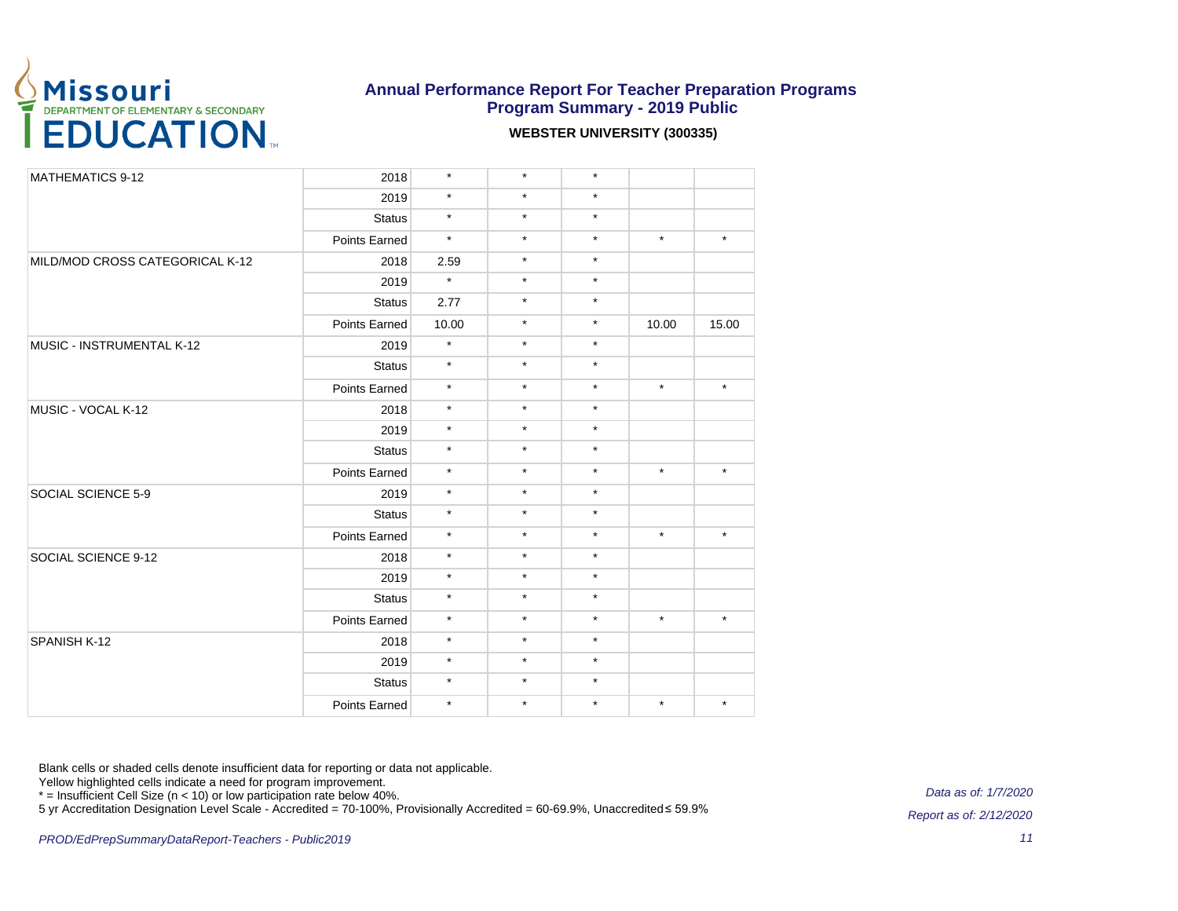# Annual Performance Report For Teacher Preparation Programs
## Program Summary - 2019 Public

**WEBSTER UNIVERSITY (300335)**

| | | | | | | |
|---|---|---|---|---|---|---|
| MATHEMATICS 9-12 | 2018 | * | * | * | | |
| | 2019 | * | * | * | | |
| | Status | * | * | * | | |
| | Points Earned | * | * | * | * | * |
| MILD/MOD CROSS CATEGORICAL K-12 | 2018 | 2.59 | * | * | | |
| | 2019 | * | * | * | | |
| | Status | 2.77 | * | * | | |
| | Points Earned | 10.00 | * | * | 10.00 | 15.00 |
| MUSIC - INSTRUMENTAL K-12 | 2019 | * | * | * | | |
| | Status | * | * | * | | |
| | Points Earned | * | * | * | * | * |
| MUSIC - VOCAL K-12 | 2018 | * | * | * | | |
| | 2019 | * | * | * | | |
| | Status | * | * | * | | |
| | Points Earned | * | * | * | * | * |
| SOCIAL SCIENCE 5-9 | 2019 | * | * | * | | |
| | Status | * | * | * | | |
| | Points Earned | * | * | * | * | * |
| SOCIAL SCIENCE 9-12 | 2018 | * | * | * | | |
| | 2019 | * | * | * | | |
| | Status | * | * | * | | |
| | Points Earned | * | * | * | * | * |
| SPANISH K-12 | 2018 | * | * | * | | |
| | 2019 | * | * | * | | |
| | Status | * | * | * | | |
| | Points Earned | * | * | * | * | * |

Blank cells or shaded cells denote insufficient data for reporting or data not applicable.
Yellow highlighted cells indicate a need for program improvement.
* = Insufficient Cell Size (n < 10) or low participation rate below 40%.
5 yr Accreditation Designation Level Scale - Accredited = 70-100%, Provisionally Accredited = 60-69.9%, Unaccredited ≤ 59.9%

*Data as of: 1/7/2020*

*Report as of: 2/12/2020*

*PROD/EdPrepSummaryDataReport-Teachers - Public2019*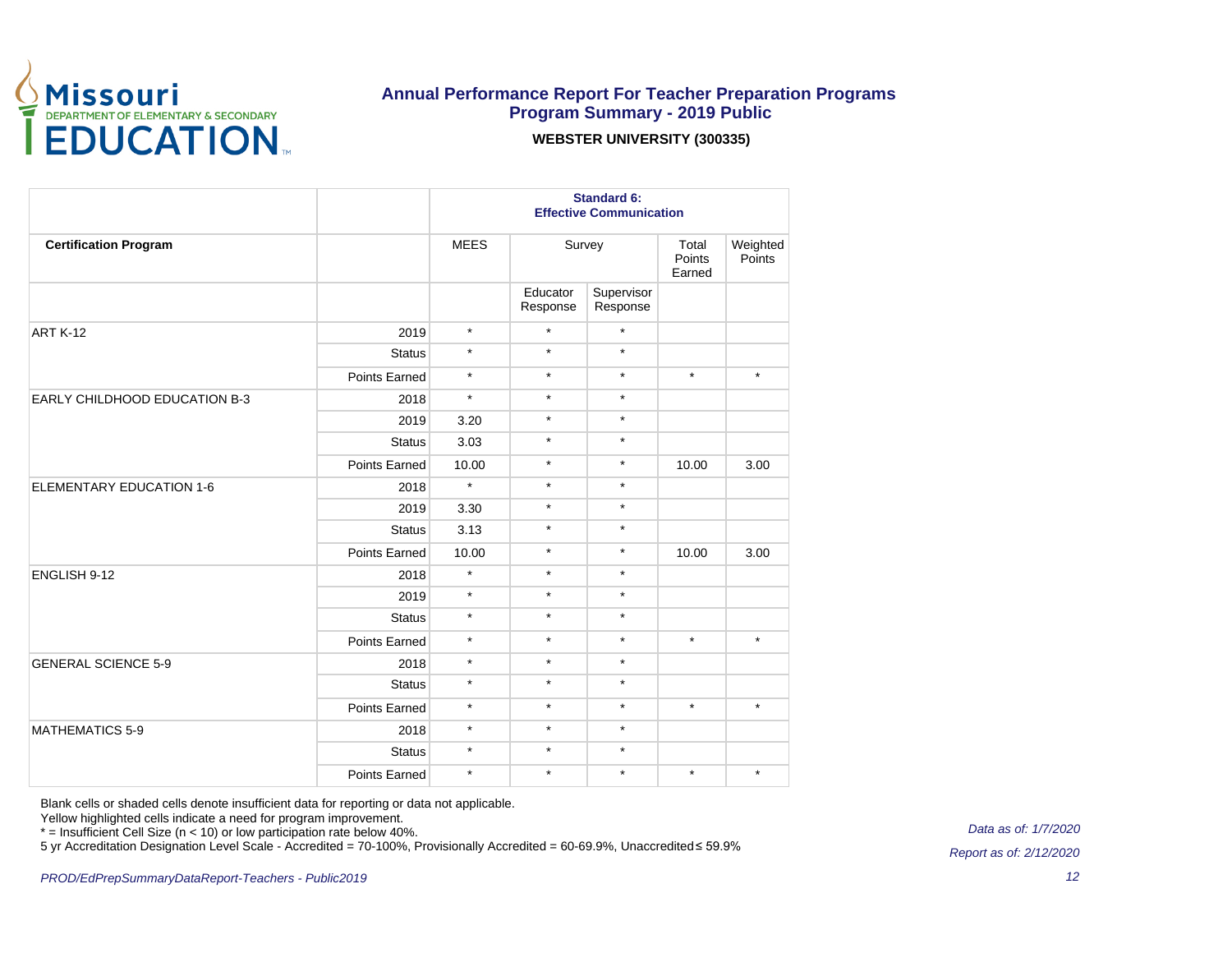# Annual Performance Report For Teacher Preparation Programs
## Program Summary - 2019 Public

**WEBSTER UNIVERSITY (300335)**

| Certification Program | | Standard 6: Effective Communication | | | | |
|---|---|---|---|---|---|---|
| | | MEES | Survey | | Total Points Earned | Weighted Points |
| | | | Educator Response | Supervisor Response | | |
| ART K-12 | 2019 | * | * | * | | |
| | Status | * | * | * | | |
| | Points Earned | * | * | * | * | * |
| EARLY CHILDHOOD EDUCATION B-3 | 2018 | * | * | * | | |
| | 2019 | 3.20 | * | * | | |
| | Status | 3.03 | * | * | | |
| | Points Earned | 10.00 | * | * | 10.00 | 3.00 |
| ELEMENTARY EDUCATION 1-6 | 2018 | * | * | * | | |
| | 2019 | 3.30 | * | * | | |
| | Status | 3.13 | * | * | | |
| | Points Earned | 10.00 | * | * | 10.00 | 3.00 |
| ENGLISH 9-12 | 2018 | * | * | * | | |
| | 2019 | * | * | * | | |
| | Status | * | * | * | | |
| | Points Earned | * | * | * | * | * |
| GENERAL SCIENCE 5-9 | 2018 | * | * | * | | |
| | Status | * | * | * | | |
| | Points Earned | * | * | * | * | * |
| MATHEMATICS 5-9 | 2018 | * | * | * | | |
| | Status | * | * | * | | |
| | Points Earned | * | * | * | * | * |

Blank cells or shaded cells denote insufficient data for reporting or data not applicable.
Yellow highlighted cells indicate a need for program improvement.
* = Insufficient Cell Size (n < 10) or low participation rate below 40%.
5 yr Accreditation Designation Level Scale - Accredited = 70-100%, Provisionally Accredited = 60-69.9%, Unaccredited ≤ 59.9%

*Data as of: 1/7/2020*

*Report as of: 2/12/2020*

*PROD/EdPrepSummaryDataReport-Teachers - Public2019*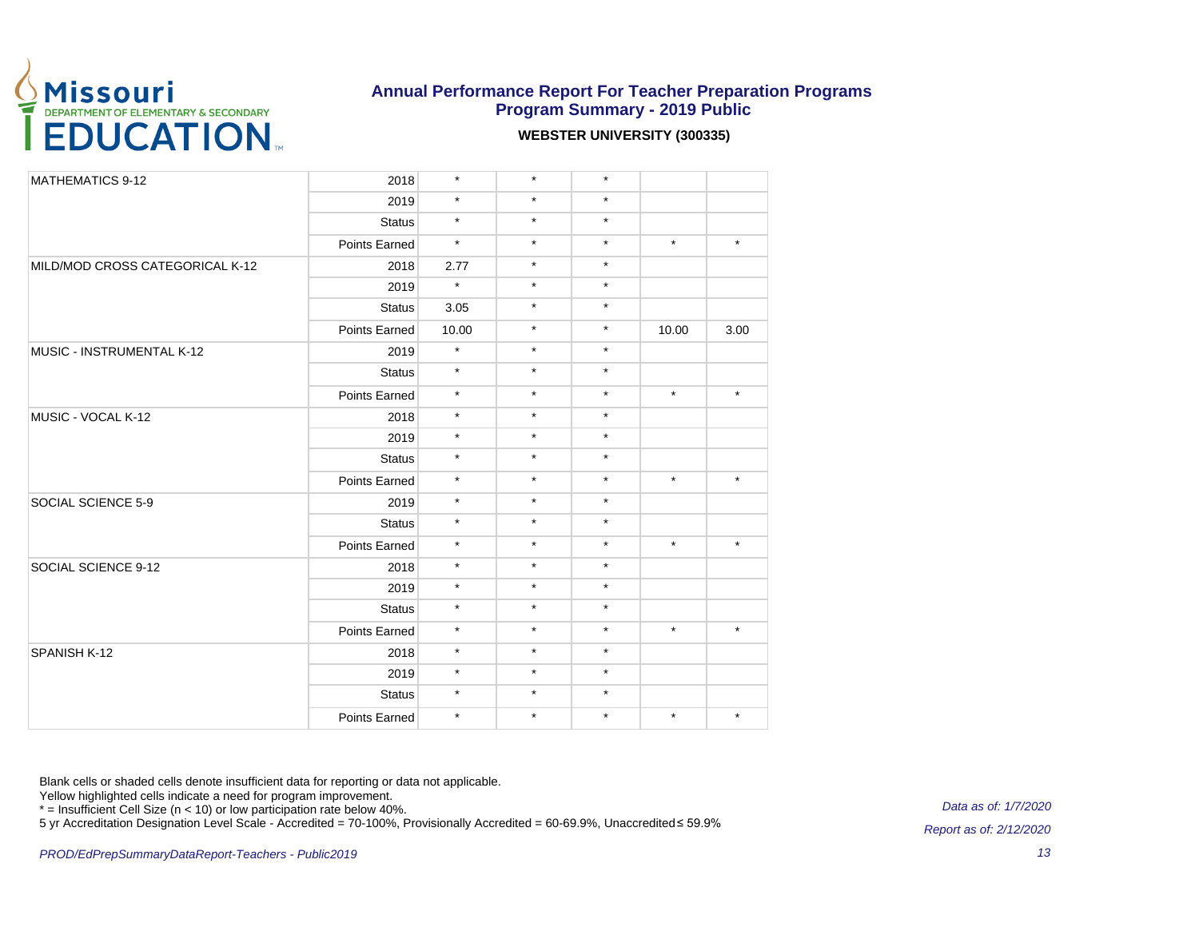**Annual Performance Report For Teacher Preparation Programs**
**Program Summary - 2019 Public**

**WEBSTER UNIVERSITY (300335)**

| | | | | | | |
|---|---|---|---|---|---|---|
| MATHEMATICS 9-12 | 2018 | * | * | * | | |
| | 2019 | * | * | * | | |
| | Status | * | * | * | | |
| | Points Earned | * | * | * | * | * |
| MILD/MOD CROSS CATEGORICAL K-12 | 2018 | 2.77 | * | * | | |
| | 2019 | * | * | * | | |
| | Status | 3.05 | * | * | | |
| | Points Earned | 10.00 | * | * | 10.00 | 3.00 |
| MUSIC - INSTRUMENTAL K-12 | 2019 | * | * | * | | |
| | Status | * | * | * | | |
| | Points Earned | * | * | * | * | * |
| MUSIC - VOCAL K-12 | 2018 | * | * | * | | |
| | 2019 | * | * | * | | |
| | Status | * | * | * | | |
| | Points Earned | * | * | * | * | * |
| SOCIAL SCIENCE 5-9 | 2019 | * | * | * | | |
| | Status | * | * | * | | |
| | Points Earned | * | * | * | * | * |
| SOCIAL SCIENCE 9-12 | 2018 | * | * | * | | |
| | 2019 | * | * | * | | |
| | Status | * | * | * | | |
| | Points Earned | * | * | * | * | * |
| SPANISH K-12 | 2018 | * | * | * | | |
| | 2019 | * | * | * | | |
| | Status | * | * | * | | |
| | Points Earned | * | * | * | * | * |

Blank cells or shaded cells denote insufficient data for reporting or data not applicable.
Yellow highlighted cells indicate a need for program improvement.
* = Insufficient Cell Size (n < 10) or low participation rate below 40%.
5 yr Accreditation Designation Level Scale - Accredited = 70-100%, Provisionally Accredited = 60-69.9%, Unaccredited ≤ 59.9%

*Data as of: 1/7/2020*

*Report as of: 2/12/2020*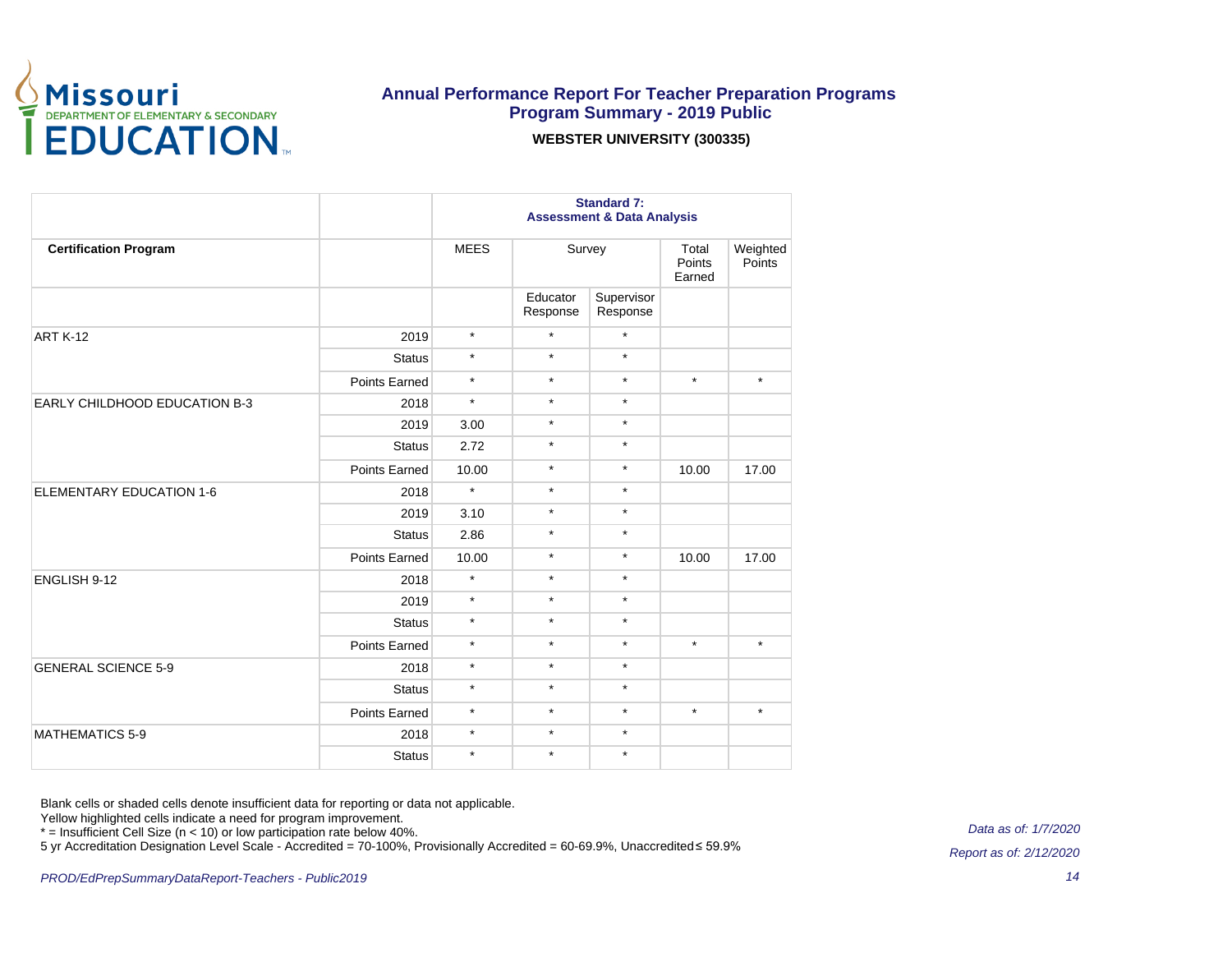# Annual Performance Report For Teacher Preparation Programs
## Program Summary - 2019 Public

**WEBSTER UNIVERSITY (300335)**

| | | Standard 7: Assessment & Data Analysis | | | | |
|---|---|---|---|---|---|---|
| **Certification Program** | | MEES | Survey | | Total Points Earned | Weighted Points |
| | | | Educator Response | Supervisor Response | | |
| ART K-12 | 2019 | * | * | * | | |
| | Status | * | * | * | | |
| | Points Earned | * | * | * | * | * |
| EARLY CHILDHOOD EDUCATION B-3 | 2018 | * | * | * | | |
| | 2019 | 3.00 | * | * | | |
| | Status | 2.72 | * | * | | |
| | Points Earned | 10.00 | * | * | 10.00 | 17.00 |
| ELEMENTARY EDUCATION 1-6 | 2018 | * | * | * | | |
| | 2019 | 3.10 | * | * | | |
| | Status | 2.86 | * | * | | |
| | Points Earned | 10.00 | * | * | 10.00 | 17.00 |
| ENGLISH 9-12 | 2018 | * | * | * | | |
| | 2019 | * | * | * | | |
| | Status | * | * | * | | |
| | Points Earned | * | * | * | * | * |
| GENERAL SCIENCE 5-9 | 2018 | * | * | * | | |
| | Status | * | * | * | | |
| | Points Earned | * | * | * | * | * |
| MATHEMATICS 5-9 | 2018 | * | * | * | | |
| | Status | * | * | * | | |

Blank cells or shaded cells denote insufficient data for reporting or data not applicable.
Yellow highlighted cells indicate a need for program improvement.
* = Insufficient Cell Size (n < 10) or low participation rate below 40%.
5 yr Accreditation Designation Level Scale - Accredited = 70-100%, Provisionally Accredited = 60-69.9%, Unaccredited ≤ 59.9%

*Data as of: 1/7/2020*

*Report as of: 2/12/2020*

*PROD/EdPrepSummaryDataReport-Teachers - Public2019*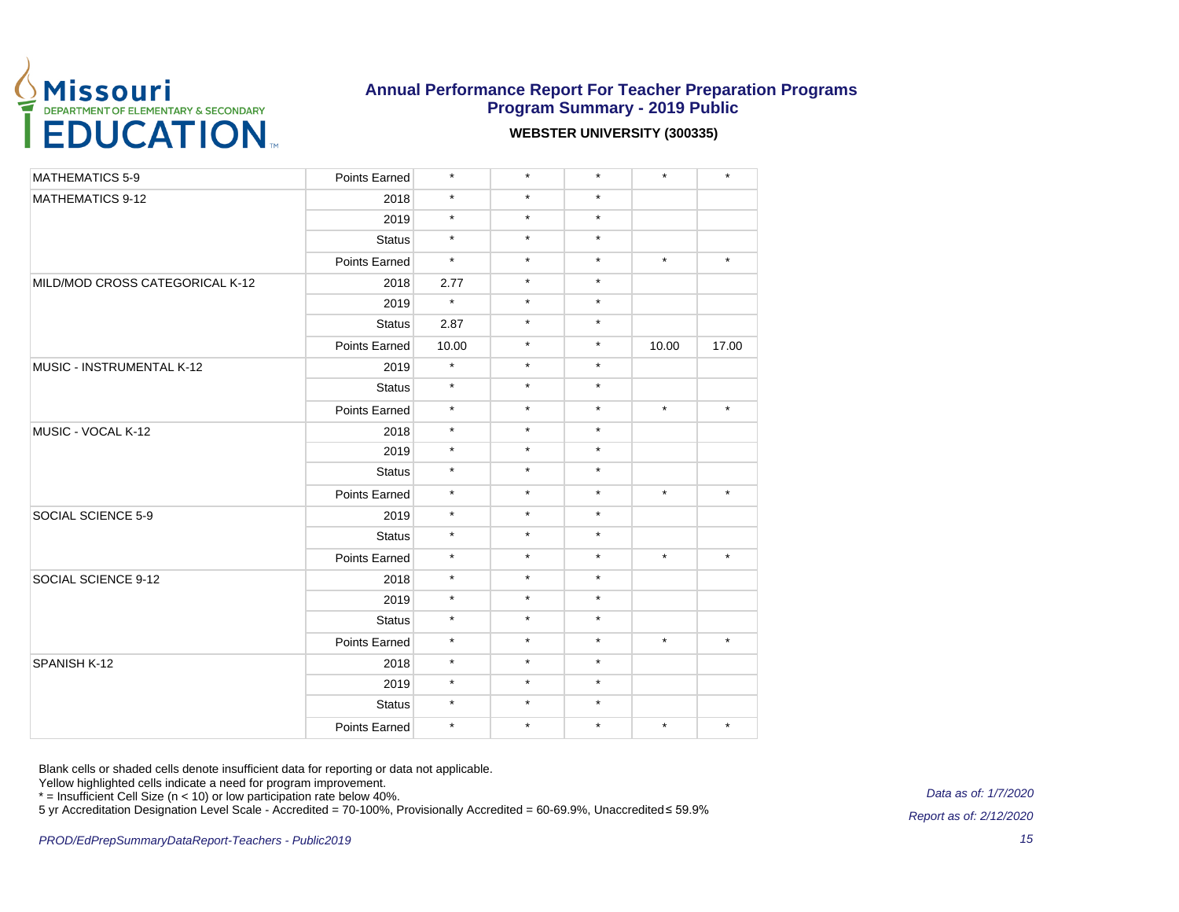# Annual Performance Report For Teacher Preparation Programs
## Program Summary - 2019 Public

**WEBSTER UNIVERSITY (300335)**

| | | | | | | |
|---|---|---|---|---|---|---|
| MATHEMATICS 5-9 | Points Earned | * | * | * | * | * |
| MATHEMATICS 9-12 | 2018 | * | * | * | | |
| | 2019 | * | * | * | | |
| | Status | * | * | * | | |
| | Points Earned | * | * | * | * | * |
| MILD/MOD CROSS CATEGORICAL K-12 | 2018 | 2.77 | * | * | | |
| | 2019 | * | * | * | | |
| | Status | 2.87 | * | * | | |
| | Points Earned | 10.00 | * | * | 10.00 | 17.00 |
| MUSIC - INSTRUMENTAL K-12 | 2019 | * | * | * | | |
| | Status | * | * | * | | |
| | Points Earned | * | * | * | * | * |
| MUSIC - VOCAL K-12 | 2018 | * | * | * | | |
| | 2019 | * | * | * | | |
| | Status | * | * | * | | |
| | Points Earned | * | * | * | * | * |
| SOCIAL SCIENCE 5-9 | 2019 | * | * | * | | |
| | Status | * | * | * | | |
| | Points Earned | * | * | * | * | * |
| SOCIAL SCIENCE 9-12 | 2018 | * | * | * | | |
| | 2019 | * | * | * | | |
| | Status | * | * | * | | |
| | Points Earned | * | * | * | * | * |
| SPANISH K-12 | 2018 | * | * | * | | |
| | 2019 | * | * | * | | |
| | Status | * | * | * | | |
| | Points Earned | * | * | * | * | * |

Blank cells or shaded cells denote insufficient data for reporting or data not applicable.
Yellow highlighted cells indicate a need for program improvement.
* = Insufficient Cell Size (n < 10) or low participation rate below 40%.
5 yr Accreditation Designation Level Scale - Accredited = 70-100%, Provisionally Accredited = 60-69.9%, Unaccredited ≤ 59.9%

*Data as of: 1/7/2020*

*Report as of: 2/12/2020*

*PROD/EdPrepSummaryDataReport-Teachers - Public2019*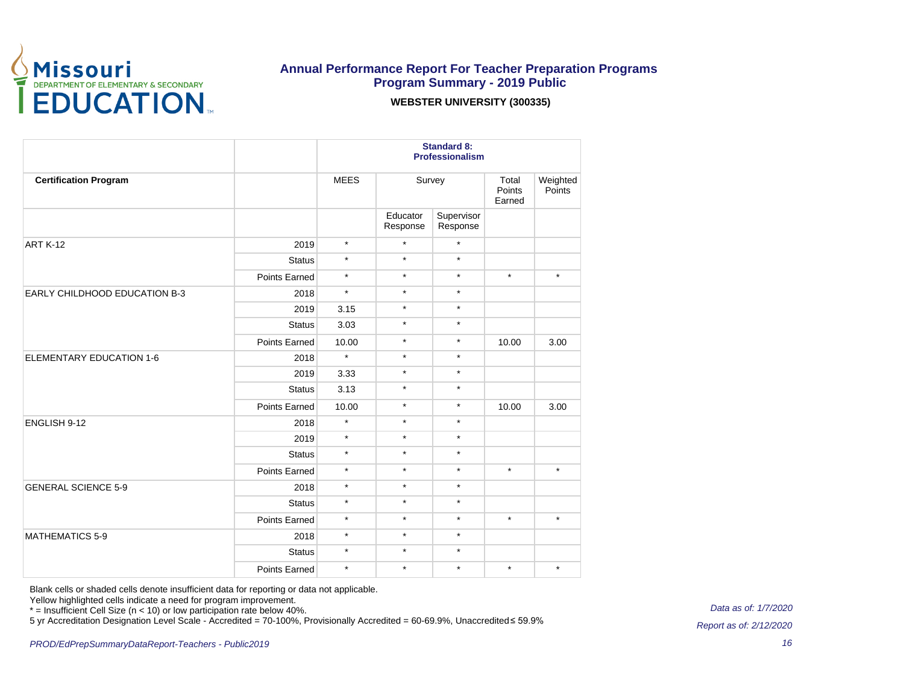# Annual Performance Report For Teacher Preparation Programs
## Program Summary - 2019 Public

**WEBSTER UNIVERSITY (300335)**

| | | Standard 8: Professionalism | | | | |
|---|---|---|---|---|---|---|
| **Certification Program** | | MEES | Survey | | Total Points Earned | Weighted Points |
| | | | Educator Response | Supervisor Response | | |
| ART K-12 | 2019 | * | * | * | | |
| | Status | * | * | * | | |
| | Points Earned | * | * | * | * | * |
| EARLY CHILDHOOD EDUCATION B-3 | 2018 | * | * | * | | |
| | 2019 | 3.15 | * | * | | |
| | Status | 3.03 | * | * | | |
| | Points Earned | 10.00 | * | * | 10.00 | 3.00 |
| ELEMENTARY EDUCATION 1-6 | 2018 | * | * | * | | |
| | 2019 | 3.33 | * | * | | |
| | Status | 3.13 | * | * | | |
| | Points Earned | 10.00 | * | * | 10.00 | 3.00 |
| ENGLISH 9-12 | 2018 | * | * | * | | |
| | 2019 | * | * | * | | |
| | Status | * | * | * | | |
| | Points Earned | * | * | * | * | * |
| GENERAL SCIENCE 5-9 | 2018 | * | * | * | | |
| | Status | * | * | * | | |
| | Points Earned | * | * | * | * | * |
| MATHEMATICS 5-9 | 2018 | * | * | * | | |
| | Status | * | * | * | | |
| | Points Earned | * | * | * | * | * |

Blank cells or shaded cells denote insufficient data for reporting or data not applicable.
Yellow highlighted cells indicate a need for program improvement.
* = Insufficient Cell Size (n < 10) or low participation rate below 40%.
5 yr Accreditation Designation Level Scale - Accredited = 70-100%, Provisionally Accredited = 60-69.9%, Unaccredited ≤ 59.9%

*Data as of: 1/7/2020*

*Report as of: 2/12/2020*

*PROD/EdPrepSummaryDataReport-Teachers - Public2019*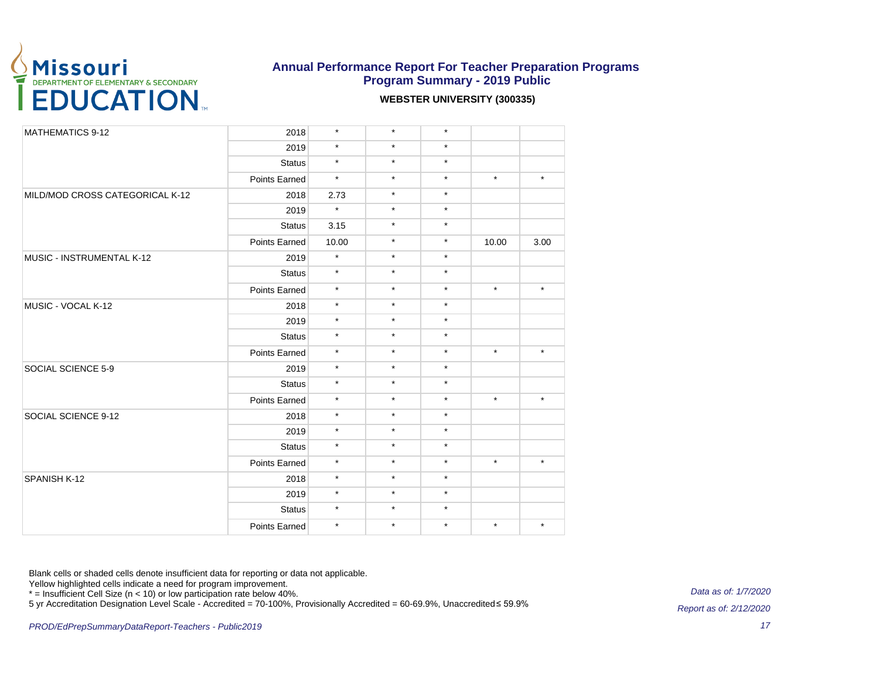# Annual Performance Report For Teacher Preparation Programs
## Program Summary - 2019 Public

**WEBSTER UNIVERSITY (300335)**

| | | | | | | |
|---|---|---|---|---|---|---|
| MATHEMATICS 9-12 | 2018 | * | * | * | | |
| | 2019 | * | * | * | | |
| | Status | * | * | * | | |
| | Points Earned | * | * | * | * | * |
| MILD/MOD CROSS CATEGORICAL K-12 | 2018 | 2.73 | * | * | | |
| | 2019 | * | * | * | | |
| | Status | 3.15 | * | * | | |
| | Points Earned | 10.00 | * | * | 10.00 | 3.00 |
| MUSIC - INSTRUMENTAL K-12 | 2019 | * | * | * | | |
| | Status | * | * | * | | |
| | Points Earned | * | * | * | * | * |
| MUSIC - VOCAL K-12 | 2018 | * | * | * | | |
| | 2019 | * | * | * | | |
| | Status | * | * | * | | |
| | Points Earned | * | * | * | * | * |
| SOCIAL SCIENCE 5-9 | 2019 | * | * | * | | |
| | Status | * | * | * | | |
| | Points Earned | * | * | * | * | * |
| SOCIAL SCIENCE 9-12 | 2018 | * | * | * | | |
| | 2019 | * | * | * | | |
| | Status | * | * | * | | |
| | Points Earned | * | * | * | * | * |
| SPANISH K-12 | 2018 | * | * | * | | |
| | 2019 | * | * | * | | |
| | Status | * | * | * | | |
| | Points Earned | * | * | * | * | * |

Blank cells or shaded cells denote insufficient data for reporting or data not applicable.
Yellow highlighted cells indicate a need for program improvement.
* = Insufficient Cell Size (n < 10) or low participation rate below 40%.
5 yr Accreditation Designation Level Scale - Accredited = 70-100%, Provisionally Accredited = 60-69.9%, Unaccredited ≤ 59.9%

*Data as of: 1/7/2020*

*Report as of: 2/12/2020*

*PROD/EdPrepSummaryDataReport-Teachers - Public2019*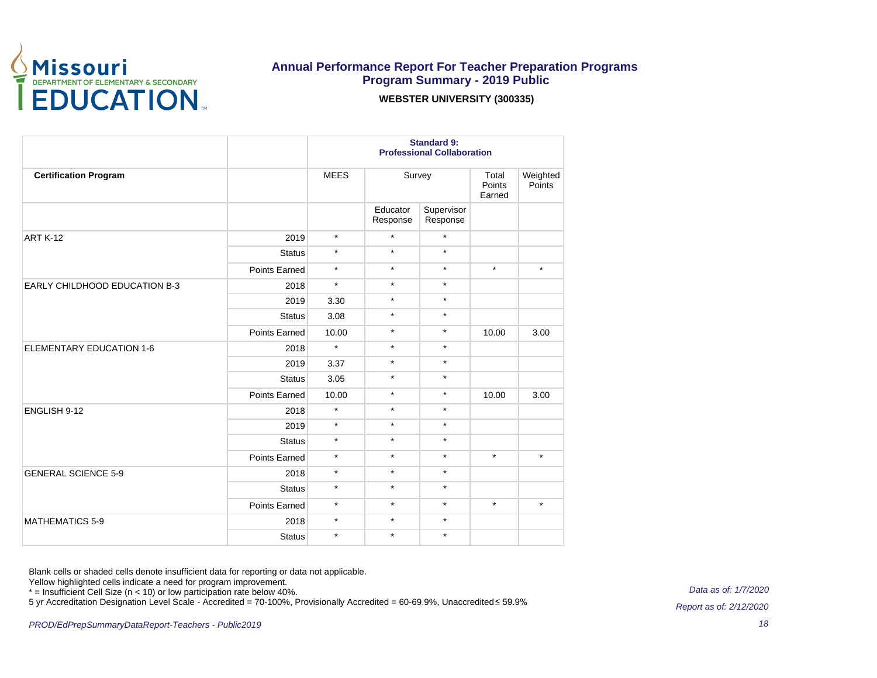**Annual Performance Report For Teacher Preparation Programs**
**Program Summary - 2019 Public**

**WEBSTER UNIVERSITY (300335)**

| | | Standard 9: Professional Collaboration | | | | |
|---|---|---|---|---|---|---|
| **Certification Program** | | MEES | Survey | | Total Points Earned | Weighted Points |
| | | | Educator Response | Supervisor Response | | |
| ART K-12 | 2019 | * | * | * | | |
| | Status | * | * | * | | |
| | Points Earned | * | * | * | * | * |
| EARLY CHILDHOOD EDUCATION B-3 | 2018 | * | * | * | | |
| | 2019 | 3.30 | * | * | | |
| | Status | 3.08 | * | * | | |
| | Points Earned | 10.00 | * | * | 10.00 | 3.00 |
| ELEMENTARY EDUCATION 1-6 | 2018 | * | * | * | | |
| | 2019 | 3.37 | * | * | | |
| | Status | 3.05 | * | * | | |
| | Points Earned | 10.00 | * | * | 10.00 | 3.00 |
| ENGLISH 9-12 | 2018 | * | * | * | | |
| | 2019 | * | * | * | | |
| | Status | * | * | * | | |
| | Points Earned | * | * | * | * | * |
| GENERAL SCIENCE 5-9 | 2018 | * | * | * | | |
| | Status | * | * | * | | |
| | Points Earned | * | * | * | * | * |
| MATHEMATICS 5-9 | 2018 | * | * | * | | |
| | Status | * | * | * | | |

Blank cells or shaded cells denote insufficient data for reporting or data not applicable.
Yellow highlighted cells indicate a need for program improvement.
* = Insufficient Cell Size (n < 10) or low participation rate below 40%.
5 yr Accreditation Designation Level Scale - Accredited = 70-100%, Provisionally Accredited = 60-69.9%, Unaccredited ≤ 59.9%

*Data as of: 1/7/2020*

*Report as of: 2/12/2020*

*PROD/EdPrepSummaryDataReport-Teachers - Public2019*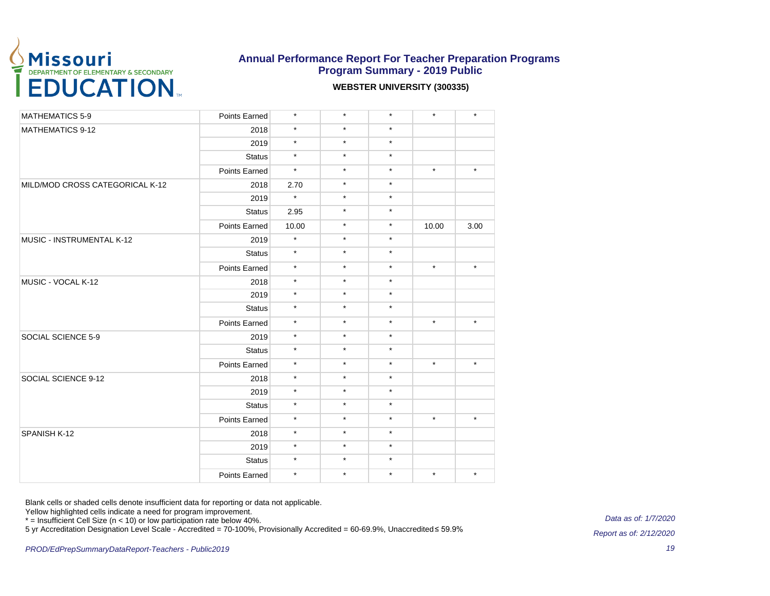# Annual Performance Report For Teacher Preparation Programs
## Program Summary - 2019 Public

**WEBSTER UNIVERSITY (300335)**

| | | | | | | |
|---|---|---|---|---|---|---|
| MATHEMATICS 5-9 | Points Earned | * | * | * | * | * |
| MATHEMATICS 9-12 | 2018 | * | * | * | | |
| | 2019 | * | * | * | | |
| | Status | * | * | * | | |
| | Points Earned | * | * | * | * | * |
| MILD/MOD CROSS CATEGORICAL K-12 | 2018 | 2.70 | * | * | | |
| | 2019 | * | * | * | | |
| | Status | 2.95 | * | * | | |
| | Points Earned | 10.00 | * | * | 10.00 | 3.00 |
| MUSIC - INSTRUMENTAL K-12 | 2019 | * | * | * | | |
| | Status | * | * | * | | |
| | Points Earned | * | * | * | * | * |
| MUSIC - VOCAL K-12 | 2018 | * | * | * | | |
| | 2019 | * | * | * | | |
| | Status | * | * | * | | |
| | Points Earned | * | * | * | * | * |
| SOCIAL SCIENCE 5-9 | 2019 | * | * | * | | |
| | Status | * | * | * | | |
| | Points Earned | * | * | * | * | * |
| SOCIAL SCIENCE 9-12 | 2018 | * | * | * | | |
| | 2019 | * | * | * | | |
| | Status | * | * | * | | |
| | Points Earned | * | * | * | * | * |
| SPANISH K-12 | 2018 | * | * | * | | |
| | 2019 | * | * | * | | |
| | Status | * | * | * | | |
| | Points Earned | * | * | * | * | * |

Blank cells or shaded cells denote insufficient data for reporting or data not applicable.
Yellow highlighted cells indicate a need for program improvement.
* = Insufficient Cell Size (n < 10) or low participation rate below 40%.
5 yr Accreditation Designation Level Scale - Accredited = 70-100%, Provisionally Accredited = 60-69.9%, Unaccredited ≤ 59.9%

*Data as of: 1/7/2020*

*Report as of: 2/12/2020*

*PROD/EdPrepSummaryDataReport-Teachers - Public2019*